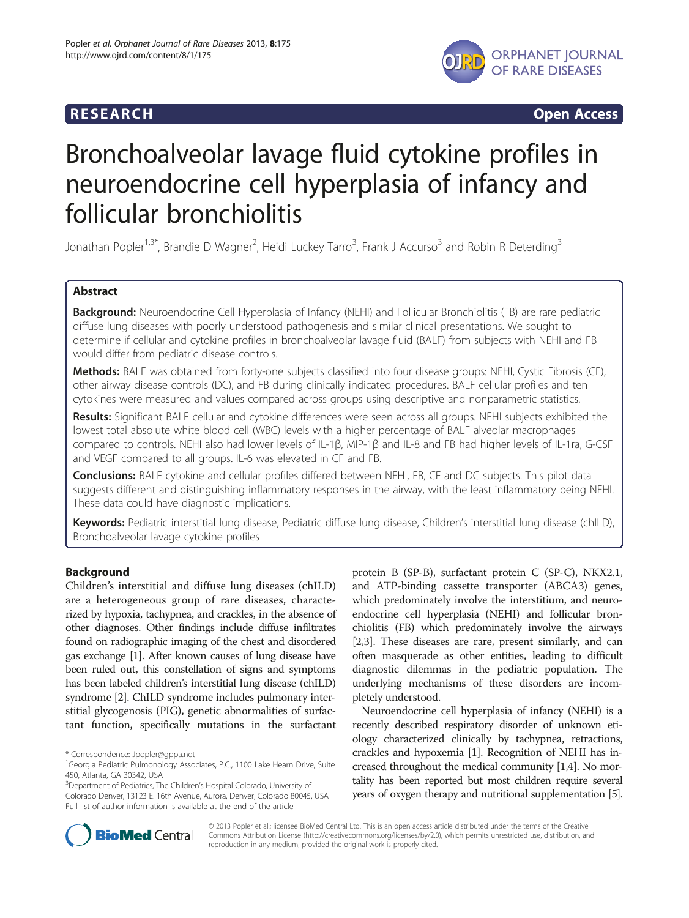**RESEARCH** **Open Access**

# Bronchoalveolar lavage fluid cytokine profiles in neuroendocrine cell hyperplasia of infancy and follicular bronchiolitis

Jonathan Popler[1,3*], Brandie D Wagner[2], Heidi Luckey Tarro[3], Frank J Accurso[3] and Robin R Deterding[3]

## Abstract

**Background:** Neuroendocrine Cell Hyperplasia of Infancy (NEHI) and Follicular Bronchiolitis (FB) are rare pediatric diffuse lung diseases with poorly understood pathogenesis and similar clinical presentations. We sought to determine if cellular and cytokine profiles in bronchoalveolar lavage fluid (BALF) from subjects with NEHI and FB would differ from pediatric disease controls.

**Methods:** BALF was obtained from forty-one subjects classified into four disease groups: NEHI, Cystic Fibrosis (CF), other airway disease controls (DC), and FB during clinically indicated procedures. BALF cellular profiles and ten cytokines were measured and values compared across groups using descriptive and nonparametric statistics.

**Results:** Significant BALF cellular and cytokine differences were seen across all groups. NEHI subjects exhibited the lowest total absolute white blood cell (WBC) levels with a higher percentage of BALF alveolar macrophages compared to controls. NEHI also had lower levels of IL-1β, MIP-1β and IL-8 and FB had higher levels of IL-1ra, G-CSF and VEGF compared to all groups. IL-6 was elevated in CF and FB.

**Conclusions:** BALF cytokine and cellular profiles differed between NEHI, FB, CF and DC subjects. This pilot data suggests different and distinguishing inflammatory responses in the airway, with the least inflammatory being NEHI. These data could have diagnostic implications.

**Keywords:** Pediatric interstitial lung disease, Pediatric diffuse lung disease, Children's interstitial lung disease (chILD), Bronchoalveolar lavage cytokine profiles

## Background

Children's interstitial and diffuse lung diseases (chILD) are a heterogeneous group of rare diseases, characterized by hypoxia, tachypnea, and crackles, in the absence of other diagnoses. Other findings include diffuse infiltrates found on radiographic imaging of the chest and disordered gas exchange [1]. After known causes of lung disease have been ruled out, this constellation of signs and symptoms has been labeled children's interstitial lung disease (chILD) syndrome [2]. ChILD syndrome includes pulmonary interstitial glycogenosis (PIG), genetic abnormalities of surfactant function, specifically mutations in the surfactant protein B (SP-B), surfactant protein C (SP-C), NKX2.1, and ATP-binding cassette transporter (ABCA3) genes, which predominately involve the interstitium, and neuroendocrine cell hyperplasia (NEHI) and follicular bronchiolitis (FB) which predominately involve the airways [2,3]. These diseases are rare, present similarly, and can often masquerade as other entities, leading to difficult diagnostic dilemmas in the pediatric population. The underlying mechanisms of these disorders are incompletely understood.

Neuroendocrine cell hyperplasia of infancy (NEHI) is a recently described respiratory disorder of unknown etiology characterized clinically by tachypnea, retractions, crackles and hypoxemia [1]. Recognition of NEHI has increased throughout the medical community [1,4]. No mortality has been reported but most children require several years of oxygen therapy and nutritional supplementation [5].

\* Correspondence: Jpopler@gppa.net
[1]Georgia Pediatric Pulmonology Associates, P.C., 1100 Lake Hearn Drive, Suite 450, Atlanta, GA 30342, USA
[3]Department of Pediatrics, The Children's Hospital Colorado, University of Colorado Denver, 13123 E. 16th Avenue, Aurora, Denver, Colorado 80045, USA
Full list of author information is available at the end of the article

© 2013 Popler et al.; licensee BioMed Central Ltd. This is an open access article distributed under the terms of the Creative Commons Attribution License (http://creativecommons.org/licenses/by/2.0), which permits unrestricted use, distribution, and reproduction in any medium, provided the original work is properly cited.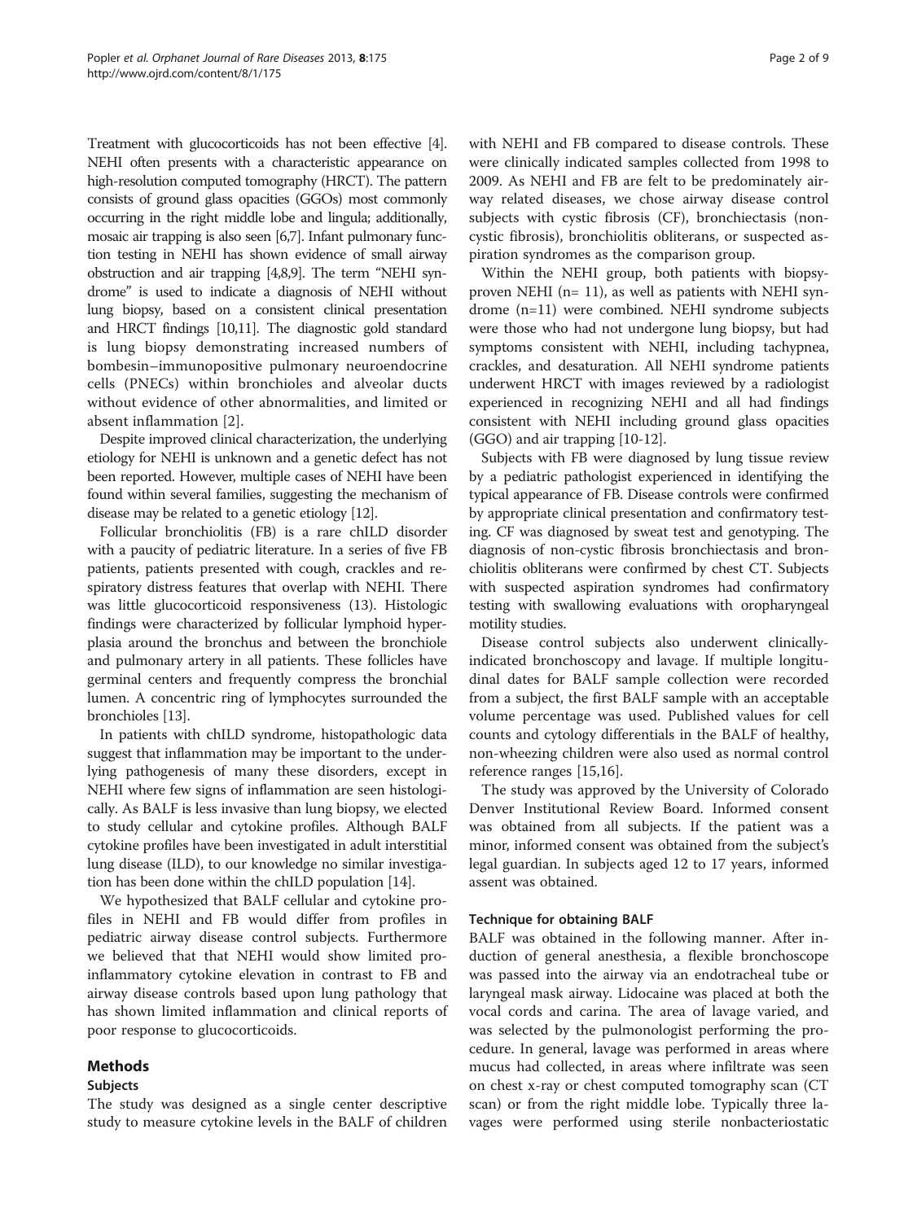Treatment with glucocorticoids has not been effective [4]. NEHI often presents with a characteristic appearance on high-resolution computed tomography (HRCT). The pattern consists of ground glass opacities (GGOs) most commonly occurring in the right middle lobe and lingula; additionally, mosaic air trapping is also seen [6,7]. Infant pulmonary function testing in NEHI has shown evidence of small airway obstruction and air trapping [4,8,9]. The term "NEHI syndrome" is used to indicate a diagnosis of NEHI without lung biopsy, based on a consistent clinical presentation and HRCT findings [10,11]. The diagnostic gold standard is lung biopsy demonstrating increased numbers of bombesin−immunopositive pulmonary neuroendocrine cells (PNECs) within bronchioles and alveolar ducts without evidence of other abnormalities, and limited or absent inflammation [2].

Despite improved clinical characterization, the underlying etiology for NEHI is unknown and a genetic defect has not been reported. However, multiple cases of NEHI have been found within several families, suggesting the mechanism of disease may be related to a genetic etiology [12].

Follicular bronchiolitis (FB) is a rare chILD disorder with a paucity of pediatric literature. In a series of five FB patients, patients presented with cough, crackles and respiratory distress features that overlap with NEHI. There was little glucocorticoid responsiveness (13). Histologic findings were characterized by follicular lymphoid hyperplasia around the bronchus and between the bronchiole and pulmonary artery in all patients. These follicles have germinal centers and frequently compress the bronchial lumen. A concentric ring of lymphocytes surrounded the bronchioles [13].

In patients with chILD syndrome, histopathologic data suggest that inflammation may be important to the underlying pathogenesis of many these disorders, except in NEHI where few signs of inflammation are seen histologically. As BALF is less invasive than lung biopsy, we elected to study cellular and cytokine profiles. Although BALF cytokine profiles have been investigated in adult interstitial lung disease (ILD), to our knowledge no similar investigation has been done within the chILD population [14].

We hypothesized that BALF cellular and cytokine profiles in NEHI and FB would differ from profiles in pediatric airway disease control subjects. Furthermore we believed that that NEHI would show limited pro-inflammatory cytokine elevation in contrast to FB and airway disease controls based upon lung pathology that has shown limited inflammation and clinical reports of poor response to glucocorticoids.

## Methods

### Subjects

The study was designed as a single center descriptive study to measure cytokine levels in the BALF of children with NEHI and FB compared to disease controls. These were clinically indicated samples collected from 1998 to 2009. As NEHI and FB are felt to be predominately airway related diseases, we chose airway disease control subjects with cystic fibrosis (CF), bronchiectasis (non-cystic fibrosis), bronchiolitis obliterans, or suspected aspiration syndromes as the comparison group.

Within the NEHI group, both patients with biopsy-proven NEHI (n= 11), as well as patients with NEHI syndrome (n=11) were combined. NEHI syndrome subjects were those who had not undergone lung biopsy, but had symptoms consistent with NEHI, including tachypnea, crackles, and desaturation. All NEHI syndrome patients underwent HRCT with images reviewed by a radiologist experienced in recognizing NEHI and all had findings consistent with NEHI including ground glass opacities (GGO) and air trapping [10-12].

Subjects with FB were diagnosed by lung tissue review by a pediatric pathologist experienced in identifying the typical appearance of FB. Disease controls were confirmed by appropriate clinical presentation and confirmatory testing. CF was diagnosed by sweat test and genotyping. The diagnosis of non-cystic fibrosis bronchiectasis and bronchiolitis obliterans were confirmed by chest CT. Subjects with suspected aspiration syndromes had confirmatory testing with swallowing evaluations with oropharyngeal motility studies.

Disease control subjects also underwent clinically-indicated bronchoscopy and lavage. If multiple longitudinal dates for BALF sample collection were recorded from a subject, the first BALF sample with an acceptable volume percentage was used. Published values for cell counts and cytology differentials in the BALF of healthy, non-wheezing children were also used as normal control reference ranges [15,16].

The study was approved by the University of Colorado Denver Institutional Review Board. Informed consent was obtained from all subjects. If the patient was a minor, informed consent was obtained from the subject's legal guardian. In subjects aged 12 to 17 years, informed assent was obtained.

### Technique for obtaining BALF

BALF was obtained in the following manner. After induction of general anesthesia, a flexible bronchoscope was passed into the airway via an endotracheal tube or laryngeal mask airway. Lidocaine was placed at both the vocal cords and carina. The area of lavage varied, and was selected by the pulmonologist performing the procedure. In general, lavage was performed in areas where mucus had collected, in areas where infiltrate was seen on chest x-ray or chest computed tomography scan (CT scan) or from the right middle lobe. Typically three lavages were performed using sterile nonbacteriostatic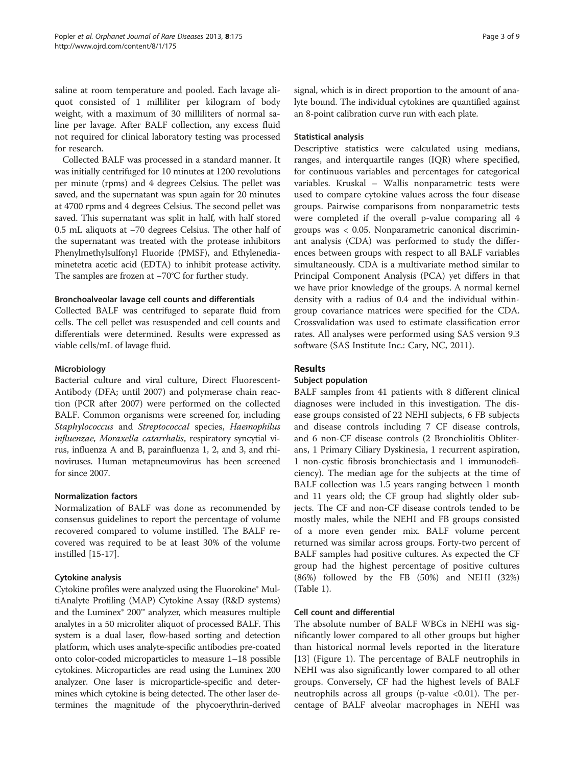saline at room temperature and pooled. Each lavage aliquot consisted of 1 milliliter per kilogram of body weight, with a maximum of 30 milliliters of normal saline per lavage. After BALF collection, any excess fluid not required for clinical laboratory testing was processed for research.

Collected BALF was processed in a standard manner. It was initially centrifuged for 10 minutes at 1200 revolutions per minute (rpms) and 4 degrees Celsius. The pellet was saved, and the supernatant was spun again for 20 minutes at 4700 rpms and 4 degrees Celsius. The second pellet was saved. This supernatant was split in half, with half stored 0.5 mL aliquots at −70 degrees Celsius. The other half of the supernatant was treated with the protease inhibitors Phenylmethylsulfonyl Fluoride (PMSF), and Ethylenediaminetetra acetic acid (EDTA) to inhibit protease activity. The samples are frozen at −70°C for further study.

#### Bronchoalveolar lavage cell counts and differentials

Collected BALF was centrifuged to separate fluid from cells. The cell pellet was resuspended and cell counts and differentials were determined. Results were expressed as viable cells/mL of lavage fluid.

#### Microbiology

Bacterial culture and viral culture, Direct Fluorescent-Antibody (DFA; until 2007) and polymerase chain reaction (PCR after 2007) were performed on the collected BALF. Common organisms were screened for, including *Staphylococcus* and *Streptococcal* species, *Haemophilus influenzae*, *Moraxella catarrhalis*, respiratory syncytial virus, influenza A and B, parainfluenza 1, 2, and 3, and rhinoviruses. Human metapneumovirus has been screened for since 2007.

#### Normalization factors

Normalization of BALF was done as recommended by consensus guidelines to report the percentage of volume recovered compared to volume instilled. The BALF recovered was required to be at least 30% of the volume instilled [15-17].

#### Cytokine analysis

Cytokine profiles were analyzed using the Fluorokine® MultiAnalyte Profiling (MAP) Cytokine Assay (R&D systems) and the Luminex® 200™ analyzer, which measures multiple analytes in a 50 microliter aliquot of processed BALF. This system is a dual laser, flow-based sorting and detection platform, which uses analyte-specific antibodies pre-coated onto color-coded microparticles to measure 1–18 possible cytokines. Microparticles are read using the Luminex 200 analyzer. One laser is microparticle-specific and determines which cytokine is being detected. The other laser determines the magnitude of the phycoerythrin-derived signal, which is in direct proportion to the amount of analyte bound. The individual cytokines are quantified against an 8-point calibration curve run with each plate.

#### Statistical analysis

Descriptive statistics were calculated using medians, ranges, and interquartile ranges (IQR) where specified, for continuous variables and percentages for categorical variables. Kruskal – Wallis nonparametric tests were used to compare cytokine values across the four disease groups. Pairwise comparisons from nonparametric tests were completed if the overall p-value comparing all 4 groups was < 0.05. Nonparametric canonical discriminant analysis (CDA) was performed to study the differences between groups with respect to all BALF variables simultaneously. CDA is a multivariate method similar to Principal Component Analysis (PCA) yet differs in that we have prior knowledge of the groups. A normal kernel density with a radius of 0.4 and the individual within-group covariance matrices were specified for the CDA. Crossvalidation was used to estimate classification error rates. All analyses were performed using SAS version 9.3 software (SAS Institute Inc.: Cary, NC, 2011).

## Results

#### Subject population

BALF samples from 41 patients with 8 different clinical diagnoses were included in this investigation. The disease groups consisted of 22 NEHI subjects, 6 FB subjects and disease controls including 7 CF disease controls, and 6 non-CF disease controls (2 Bronchiolitis Obliterans, 1 Primary Ciliary Dyskinesia, 1 recurrent aspiration, 1 non-cystic fibrosis bronchiectasis and 1 immunodeficiency). The median age for the subjects at the time of BALF collection was 1.5 years ranging between 1 month and 11 years old; the CF group had slightly older subjects. The CF and non-CF disease controls tended to be mostly males, while the NEHI and FB groups consisted of a more even gender mix. BALF volume percent returned was similar across groups. Forty-two percent of BALF samples had positive cultures. As expected the CF group had the highest percentage of positive cultures (86%) followed by the FB (50%) and NEHI (32%) (Table 1).

#### Cell count and differential

The absolute number of BALF WBCs in NEHI was significantly lower compared to all other groups but higher than historical normal levels reported in the literature [13] (Figure 1). The percentage of BALF neutrophils in NEHI was also significantly lower compared to all other groups. Conversely, CF had the highest levels of BALF neutrophils across all groups (p-value <0.01). The percentage of BALF alveolar macrophages in NEHI was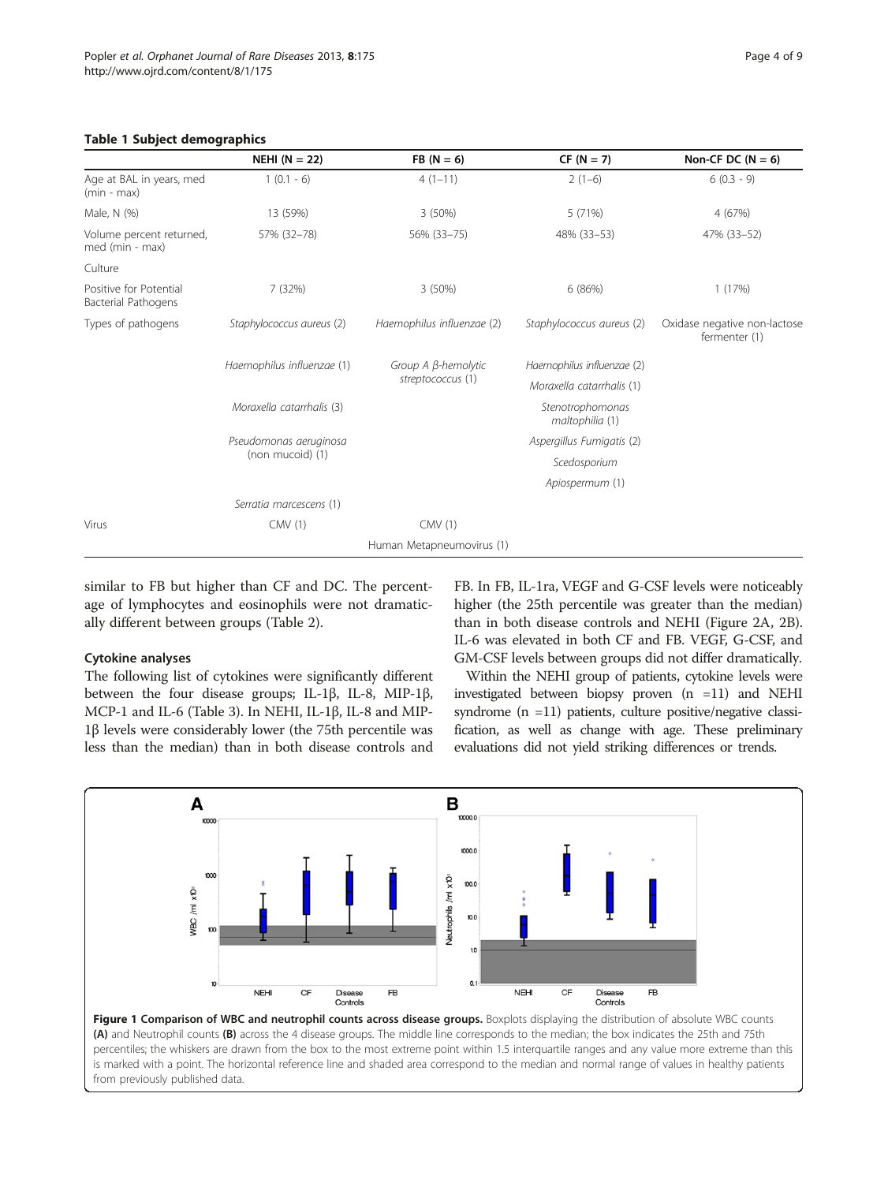**Table 1 Subject demographics**

| | NEHI (N = 22) | FB (N = 6) | CF (N = 7) | Non-CF DC (N = 6) |
|---|---|---|---|---|
| Age at BAL in years, med (min - max) | 1 (0.1 - 6) | 4 (1–11) | 2 (1–6) | 6 (0.3 - 9) |
| Male, N (%) | 13 (59%) | 3 (50%) | 5 (71%) | 4 (67%) |
| Volume percent returned, med (min - max) | 57% (32–78) | 56% (33–75) | 48% (33–53) | 47% (33–52) |
| Culture | | | | |
| Positive for Potential Bacterial Pathogens | 7 (32%) | 3 (50%) | 6 (86%) | 1 (17%) |
| Types of pathogens | *Staphylococcus aureus* (2) | *Haemophilus influenzae* (2) | *Staphylococcus aureus* (2) | Oxidase negative non-lactose fermenter (1) |
| | *Haemophilus influenzae* (1) | *Group A β-hemolytic streptococcus* (1) | *Haemophilus influenzae* (2) | |
| | | | *Moraxella catarrhalis* (1) | |
| | *Moraxella catarrhalis* (3) | | *Stenotrophomonas maltophilia* (1) | |
| | *Pseudomonas aeruginosa* (non mucoid) (1) | | *Aspergillus Fumigatis* (2) | |
| | | | *Scedosporium* | |
| | | | *Apiospermum* (1) | |
| | *Serratia marcescens* (1) | | | |
| Virus | CMV (1) | CMV (1) | | |
| | | Human Metapneumovirus (1) | | |

similar to FB but higher than CF and DC. The percentage of lymphocytes and eosinophils were not dramatically different between groups (Table 2).

### Cytokine analyses

The following list of cytokines were significantly different between the four disease groups; IL-1β, IL-8, MIP-1β, MCP-1 and IL-6 (Table 3). In NEHI, IL-1β, IL-8 and MIP-1β levels were considerably lower (the 75th percentile was less than the median) than in both disease controls and FB. In FB, IL-1ra, VEGF and G-CSF levels were noticeably higher (the 25th percentile was greater than the median) than in both disease controls and NEHI (Figure 2A, 2B). IL-6 was elevated in both CF and FB. VEGF, G-CSF, and GM-CSF levels between groups did not differ dramatically.

Within the NEHI group of patients, cytokine levels were investigated between biopsy proven (n =11) and NEHI syndrome (n =11) patients, culture positive/negative classification, as well as change with age. These preliminary evaluations did not yield striking differences or trends.

**Figure 1 Comparison of WBC and neutrophil counts across disease groups.** Boxplots displaying the distribution of absolute WBC counts **(A)** and Neutrophil counts **(B)** across the 4 disease groups. The middle line corresponds to the median; the box indicates the 25th and 75th percentiles; the whiskers are drawn from the box to the most extreme point within 1.5 interquartile ranges and any value more extreme than this is marked with a point. The horizontal reference line and shaded area correspond to the median and normal range of values in healthy patients from previously published data.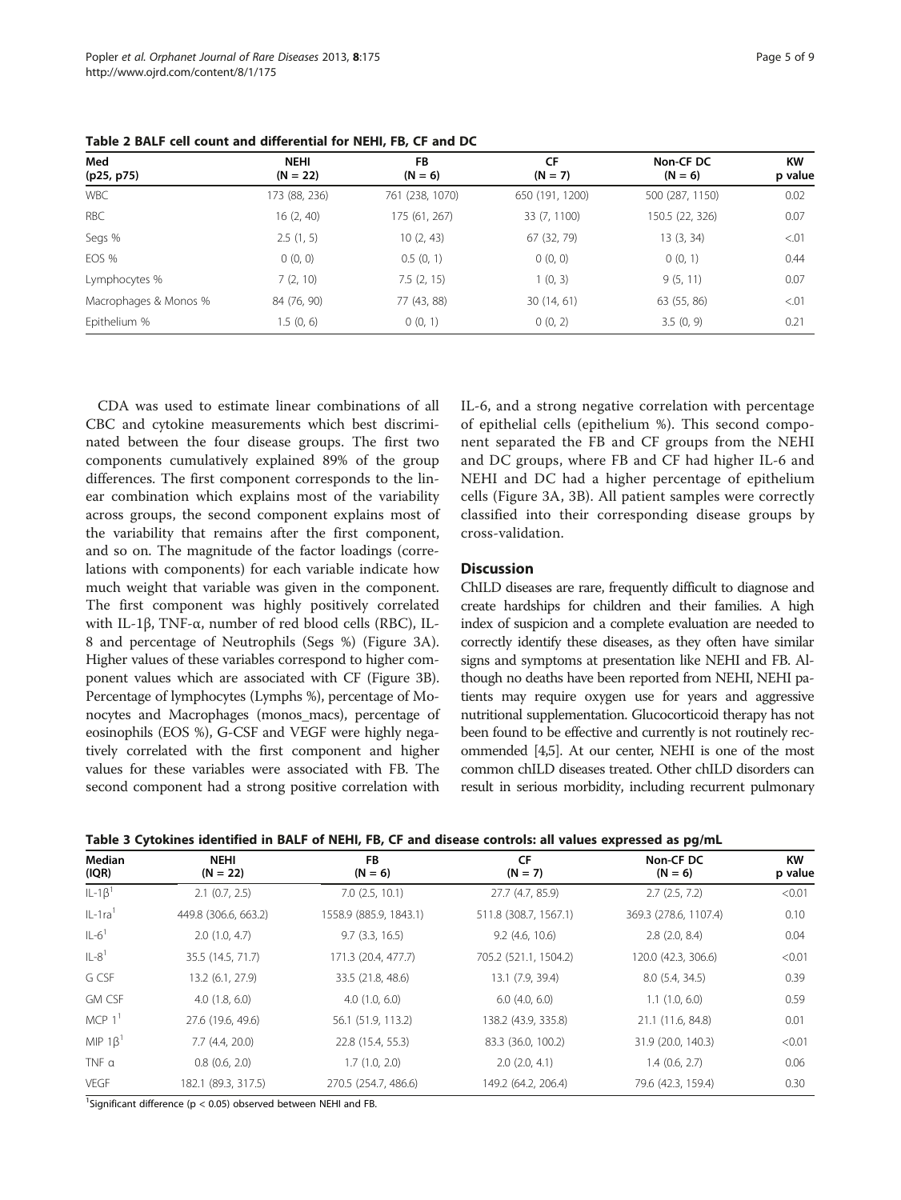**Table 2 BALF cell count and differential for NEHI, FB, CF and DC**

| Med (p25, p75) | NEHI (N = 22) | FB (N = 6) | CF (N = 7) | Non-CF DC (N = 6) | KW p value |
|---|---|---|---|---|---|
| WBC | 173 (88, 236) | 761 (238, 1070) | 650 (191, 1200) | 500 (287, 1150) | 0.02 |
| RBC | 16 (2, 40) | 175 (61, 267) | 33 (7, 1100) | 150.5 (22, 326) | 0.07 |
| Segs % | 2.5 (1, 5) | 10 (2, 43) | 67 (32, 79) | 13 (3, 34) | <.01 |
| EOS % | 0 (0, 0) | 0.5 (0, 1) | 0 (0, 0) | 0 (0, 1) | 0.44 |
| Lymphocytes % | 7 (2, 10) | 7.5 (2, 15) | 1 (0, 3) | 9 (5, 11) | 0.07 |
| Macrophages & Monos % | 84 (76, 90) | 77 (43, 88) | 30 (14, 61) | 63 (55, 86) | <.01 |
| Epithelium % | 1.5 (0, 6) | 0 (0, 1) | 0 (0, 2) | 3.5 (0, 9) | 0.21 |

CDA was used to estimate linear combinations of all CBC and cytokine measurements which best discriminated between the four disease groups. The first two components cumulatively explained 89% of the group differences. The first component corresponds to the linear combination which explains most of the variability across groups, the second component explains most of the variability that remains after the first component, and so on. The magnitude of the factor loadings (correlations with components) for each variable indicate how much weight that variable was given in the component. The first component was highly positively correlated with IL-1β, TNF-α, number of red blood cells (RBC), IL-8 and percentage of Neutrophils (Segs %) (Figure 3A). Higher values of these variables correspond to higher component values which are associated with CF (Figure 3B). Percentage of lymphocytes (Lymphs %), percentage of Monocytes and Macrophages (monos_macs), percentage of eosinophils (EOS %), G-CSF and VEGF were highly negatively correlated with the first component and higher values for these variables were associated with FB. The second component had a strong positive correlation with IL-6, and a strong negative correlation with percentage of epithelial cells (epithelium %). This second component separated the FB and CF groups from the NEHI and DC groups, where FB and CF had higher IL-6 and NEHI and DC had a higher percentage of epithelium cells (Figure 3A, 3B). All patient samples were correctly classified into their corresponding disease groups by cross-validation.

## Discussion

ChILD diseases are rare, frequently difficult to diagnose and create hardships for children and their families. A high index of suspicion and a complete evaluation are needed to correctly identify these diseases, as they often have similar signs and symptoms at presentation like NEHI and FB. Although no deaths have been reported from NEHI, NEHI patients may require oxygen use for years and aggressive nutritional supplementation. Glucocorticoid therapy has not been found to be effective and currently is not routinely recommended [4,5]. At our center, NEHI is one of the most common chILD diseases treated. Other chILD disorders can result in serious morbidity, including recurrent pulmonary

**Table 3 Cytokines identified in BALF of NEHI, FB, CF and disease controls: all values expressed as pg/mL**

| Median (IQR) | NEHI (N = 22) | FB (N = 6) | CF (N = 7) | Non-CF DC (N = 6) | KW p value |
|---|---|---|---|---|---|
| IL-1β[1] | 2.1 (0.7, 2.5) | 7.0 (2.5, 10.1) | 27.7 (4.7, 85.9) | 2.7 (2.5, 7.2) | <0.01 |
| IL-1ra[1] | 449.8 (306.6, 663.2) | 1558.9 (885.9, 1843.1) | 511.8 (308.7, 1567.1) | 369.3 (278.6, 1107.4) | 0.10 |
| IL-6[1] | 2.0 (1.0, 4.7) | 9.7 (3.3, 16.5) | 9.2 (4.6, 10.6) | 2.8 (2.0, 8.4) | 0.04 |
| IL-8[1] | 35.5 (14.5, 71.7) | 171.3 (20.4, 477.7) | 705.2 (521.1, 1504.2) | 120.0 (42.3, 306.6) | <0.01 |
| G CSF | 13.2 (6.1, 27.9) | 33.5 (21.8, 48.6) | 13.1 (7.9, 39.4) | 8.0 (5.4, 34.5) | 0.39 |
| GM CSF | 4.0 (1.8, 6.0) | 4.0 (1.0, 6.0) | 6.0 (4.0, 6.0) | 1.1 (1.0, 6.0) | 0.59 |
| MCP 1[1] | 27.6 (19.6, 49.6) | 56.1 (51.9, 113.2) | 138.2 (43.9, 335.8) | 21.1 (11.6, 84.8) | 0.01 |
| MIP 1β[1] | 7.7 (4.4, 20.0) | 22.8 (15.4, 55.3) | 83.3 (36.0, 100.2) | 31.9 (20.0, 140.3) | <0.01 |
| TNF α | 0.8 (0.6, 2.0) | 1.7 (1.0, 2.0) | 2.0 (2.0, 4.1) | 1.4 (0.6, 2.7) | 0.06 |
| VEGF | 182.1 (89.3, 317.5) | 270.5 (254.7, 486.6) | 149.2 (64.2, 206.4) | 79.6 (42.3, 159.4) | 0.30 |

[1]Significant difference ($p < 0.05$) observed between NEHI and FB.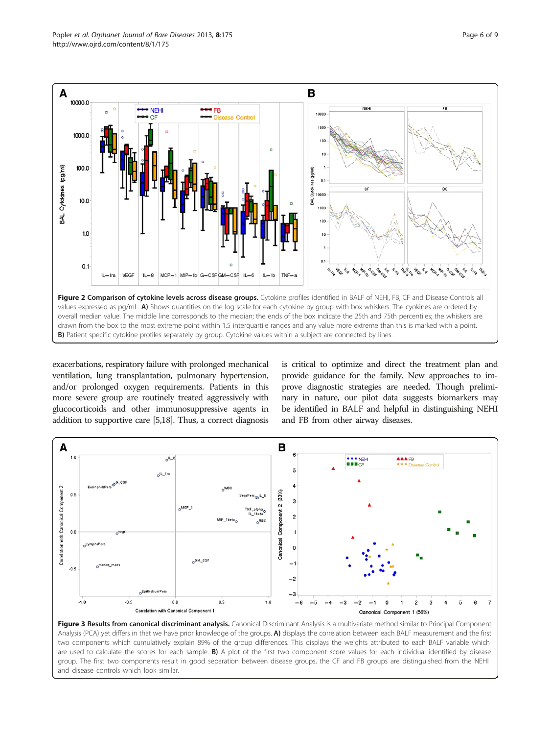**Figure 2 Comparison of cytokine levels across disease groups.** Cytokine profiles identified in BALF of NEHI, FB, CF and Disease Controls all values expressed as pg/mL. **A)** Shows quantities on the log scale for each cytokine by group with box whiskers. The cyokines are ordered by overall median value. The middle line corresponds to the median; the ends of the box indicate the 25th and 75th percentiles; the whiskers are drawn from the box to the most extreme point within 1.5 interquartile ranges and any value more extreme than this is marked with a point. **B)** Patient specific cytokine profiles separately by group. Cytokine values within a subject are connected by lines.

exacerbations, respiratory failure with prolonged mechanical ventilation, lung transplantation, pulmonary hypertension, and/or prolonged oxygen requirements. Patients in this more severe group are routinely treated aggressively with glucocorticoids and other immunosuppressive agents in addition to supportive care [5,18]. Thus, a correct diagnosis is critical to optimize and direct the treatment plan and provide guidance for the family. New approaches to improve diagnostic strategies are needed. Though preliminary in nature, our pilot data suggests biomarkers may be identified in BALF and helpful in distinguishing NEHI and FB from other airway diseases.

**Figure 3 Results from canonical discriminant analysis.** Canonical Discriminant Analysis is a multivariate method similar to Principal Component Analysis (PCA) yet differs in that we have prior knowledge of the groups. **A)** displays the correlation between each BALF measurement and the first two components which cumulatively explain 89% of the group differences. This displays the weights attributed to each BALF variable which are used to calculate the scores for each sample. **B)** A plot of the first two component score values for each individual identified by disease group. The first two components result in good separation between disease groups, the CF and FB groups are distinguished from the NEHI and disease controls which look similar.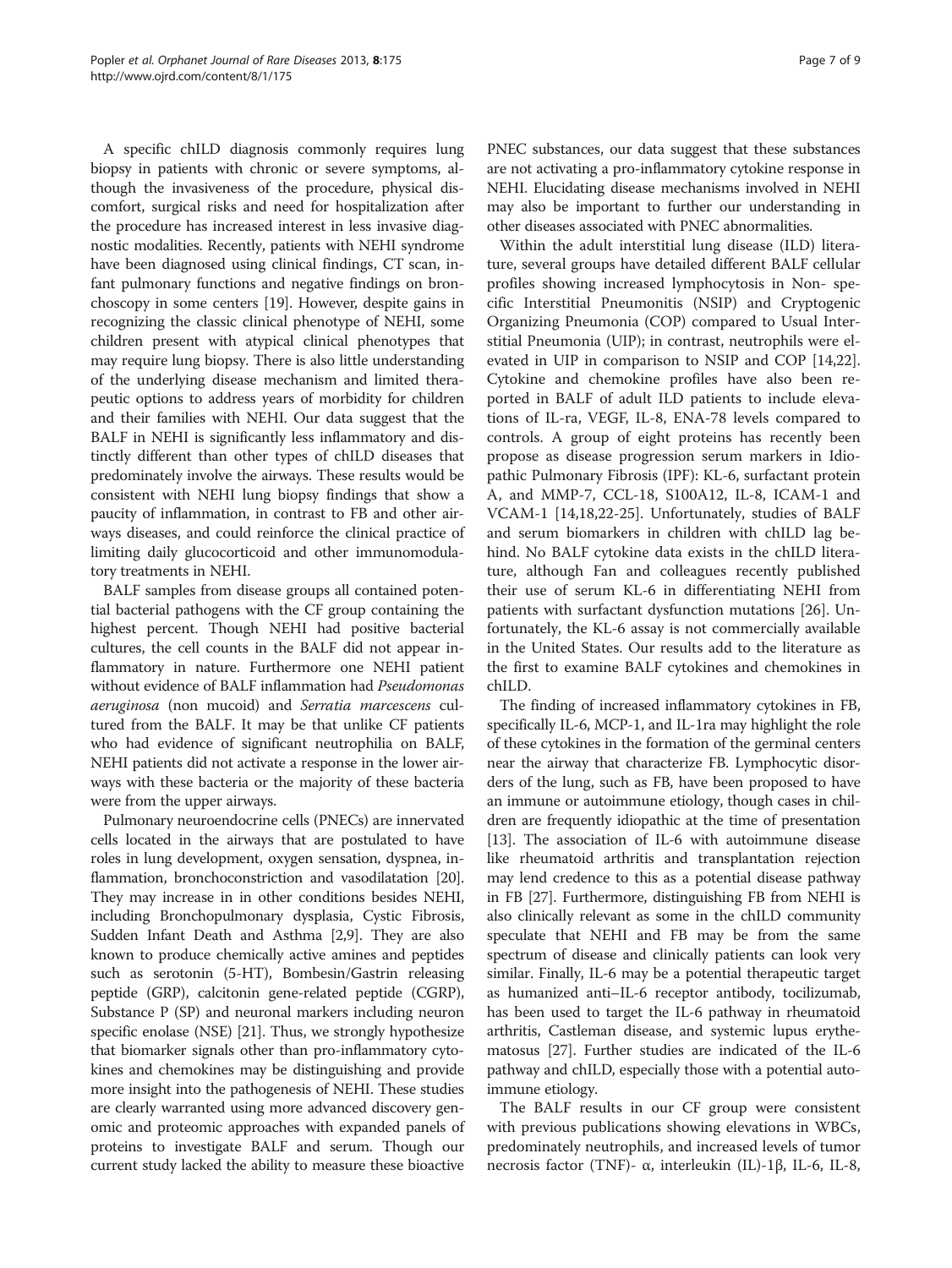A specific chILD diagnosis commonly requires lung biopsy in patients with chronic or severe symptoms, although the invasiveness of the procedure, physical discomfort, surgical risks and need for hospitalization after the procedure has increased interest in less invasive diagnostic modalities. Recently, patients with NEHI syndrome have been diagnosed using clinical findings, CT scan, infant pulmonary functions and negative findings on bronchoscopy in some centers [19]. However, despite gains in recognizing the classic clinical phenotype of NEHI, some children present with atypical clinical phenotypes that may require lung biopsy. There is also little understanding of the underlying disease mechanism and limited therapeutic options to address years of morbidity for children and their families with NEHI. Our data suggest that the BALF in NEHI is significantly less inflammatory and distinctly different than other types of chILD diseases that predominately involve the airways. These results would be consistent with NEHI lung biopsy findings that show a paucity of inflammation, in contrast to FB and other airways diseases, and could reinforce the clinical practice of limiting daily glucocorticoid and other immunomodulatory treatments in NEHI.

BALF samples from disease groups all contained potential bacterial pathogens with the CF group containing the highest percent. Though NEHI had positive bacterial cultures, the cell counts in the BALF did not appear inflammatory in nature. Furthermore one NEHI patient without evidence of BALF inflammation had *Pseudomonas aeruginosa* (non mucoid) and *Serratia marcescens* cultured from the BALF. It may be that unlike CF patients who had evidence of significant neutrophilia on BALF, NEHI patients did not activate a response in the lower airways with these bacteria or the majority of these bacteria were from the upper airways.

Pulmonary neuroendocrine cells (PNECs) are innervated cells located in the airways that are postulated to have roles in lung development, oxygen sensation, dyspnea, inflammation, bronchoconstriction and vasodilatation [20]. They may increase in in other conditions besides NEHI, including Bronchopulmonary dysplasia, Cystic Fibrosis, Sudden Infant Death and Asthma [2,9]. They are also known to produce chemically active amines and peptides such as serotonin (5-HT), Bombesin/Gastrin releasing peptide (GRP), calcitonin gene-related peptide (CGRP), Substance P (SP) and neuronal markers including neuron specific enolase (NSE) [21]. Thus, we strongly hypothesize that biomarker signals other than pro-inflammatory cytokines and chemokines may be distinguishing and provide more insight into the pathogenesis of NEHI. These studies are clearly warranted using more advanced discovery genomic and proteomic approaches with expanded panels of proteins to investigate BALF and serum. Though our current study lacked the ability to measure these bioactive PNEC substances, our data suggest that these substances are not activating a pro-inflammatory cytokine response in NEHI. Elucidating disease mechanisms involved in NEHI may also be important to further our understanding in other diseases associated with PNEC abnormalities.

Within the adult interstitial lung disease (ILD) literature, several groups have detailed different BALF cellular profiles showing increased lymphocytosis in Non- specific Interstitial Pneumonitis (NSIP) and Cryptogenic Organizing Pneumonia (COP) compared to Usual Interstitial Pneumonia (UIP); in contrast, neutrophils were elevated in UIP in comparison to NSIP and COP [14,22]. Cytokine and chemokine profiles have also been reported in BALF of adult ILD patients to include elevations of IL-ra, VEGF, IL-8, ENA-78 levels compared to controls. A group of eight proteins has recently been propose as disease progression serum markers in Idiopathic Pulmonary Fibrosis (IPF): KL-6, surfactant protein A, and MMP-7, CCL-18, S100A12, IL-8, ICAM-1 and VCAM-1 [14,18,22-25]. Unfortunately, studies of BALF and serum biomarkers in children with chILD lag behind. No BALF cytokine data exists in the chILD literature, although Fan and colleagues recently published their use of serum KL-6 in differentiating NEHI from patients with surfactant dysfunction mutations [26]. Unfortunately, the KL-6 assay is not commercially available in the United States. Our results add to the literature as the first to examine BALF cytokines and chemokines in chILD.

The finding of increased inflammatory cytokines in FB, specifically IL-6, MCP-1, and IL-1ra may highlight the role of these cytokines in the formation of the germinal centers near the airway that characterize FB. Lymphocytic disorders of the lung, such as FB, have been proposed to have an immune or autoimmune etiology, though cases in children are frequently idiopathic at the time of presentation [13]. The association of IL-6 with autoimmune disease like rheumatoid arthritis and transplantation rejection may lend credence to this as a potential disease pathway in FB [27]. Furthermore, distinguishing FB from NEHI is also clinically relevant as some in the chILD community speculate that NEHI and FB may be from the same spectrum of disease and clinically patients can look very similar. Finally, IL-6 may be a potential therapeutic target as humanized anti–IL-6 receptor antibody, tocilizumab, has been used to target the IL-6 pathway in rheumatoid arthritis, Castleman disease, and systemic lupus erythematosus [27]. Further studies are indicated of the IL-6 pathway and chILD, especially those with a potential autoimmune etiology.

The BALF results in our CF group were consistent with previous publications showing elevations in WBCs, predominately neutrophils, and increased levels of tumor necrosis factor (TNF)- α, interleukin (IL)-1β, IL-6, IL-8,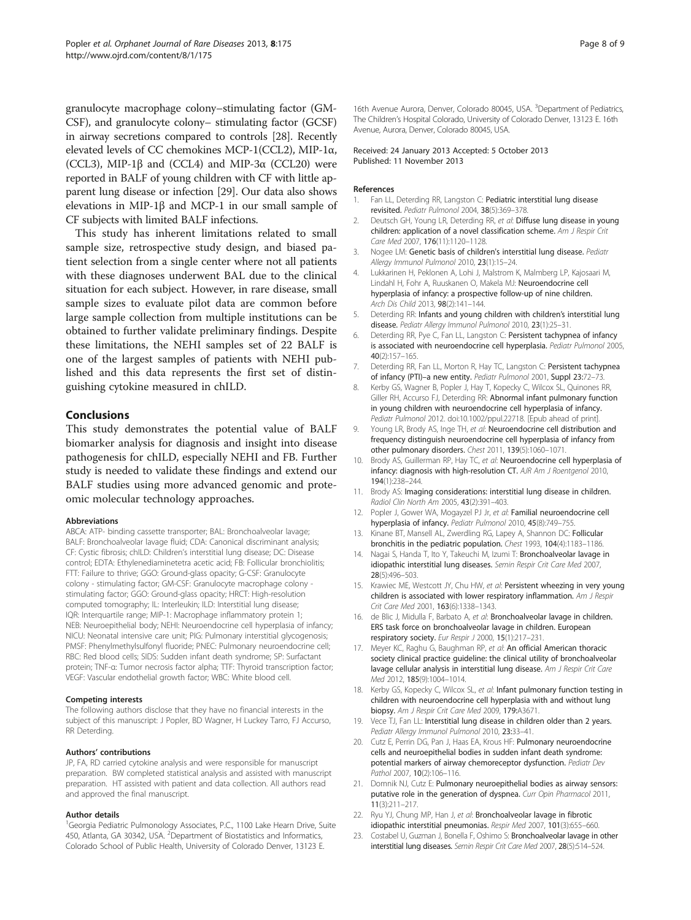granulocyte macrophage colony–stimulating factor (GM-CSF), and granulocyte colony– stimulating factor (GCSF) in airway secretions compared to controls [28]. Recently elevated levels of CC chemokines MCP-1(CCL2), MIP-1α, (CCL3), MIP-1β and (CCL4) and MIP-3α (CCL20) were reported in BALF of young children with CF with little apparent lung disease or infection [29]. Our data also shows elevations in MIP-1β and MCP-1 in our small sample of CF subjects with limited BALF infections.

This study has inherent limitations related to small sample size, retrospective study design, and biased patient selection from a single center where not all patients with these diagnoses underwent BAL due to the clinical situation for each subject. However, in rare disease, small sample sizes to evaluate pilot data are common before large sample collection from multiple institutions can be obtained to further validate preliminary findings. Despite these limitations, the NEHI samples set of 22 BALF is one of the largest samples of patients with NEHI published and this data represents the first set of distinguishing cytokine measured in chILD.

## Conclusions

This study demonstrates the potential value of BALF biomarker analysis for diagnosis and insight into disease pathogenesis for chILD, especially NEHI and FB. Further study is needed to validate these findings and extend our BALF studies using more advanced genomic and proteomic molecular technology approaches.

#### Abbreviations

ABCA: ATP- binding cassette transporter; BAL: Bronchoalveolar lavage; BALF: Bronchoalveolar lavage fluid; CDA: Canonical discriminant analysis; CF: Cystic fibrosis; chILD: Children's interstitial lung disease; DC: Disease control; EDTA: Ethylenediaminetetra acetic acid; FB: Follicular bronchiolitis; FTT: Failure to thrive; GGO: Ground-glass opacity; G-CSF: Granulocyte colony - stimulating factor; GM-CSF: Granulocyte macrophage colony - stimulating factor; GGO: Ground-glass opacity; HRCT: High-resolution computed tomography; IL: Interleukin; ILD: Interstitial lung disease; IQR: Interquartile range; MIP-1: Macrophage inflammatory protein 1; NEB: Neuroepithelial body; NEHI: Neuroendocrine cell hyperplasia of infancy; NICU: Neonatal intensive care unit; PIG: Pulmonary interstitial glycogenosis; PMSF: Phenylmethylsulfonyl fluoride; PNEC: Pulmonary neuroendocrine cell; RBC: Red blood cells; SIDS: Sudden infant death syndrome; SP: Surfactant protein; TNF-α: Tumor necrosis factor alpha; TTF: Thyroid transcription factor; VEGF: Vascular endothelial growth factor; WBC: White blood cell.

#### Competing interests

The following authors disclose that they have no financial interests in the subject of this manuscript: J Popler, BD Wagner, H Luckey Tarro, FJ Accurso, RR Deterding.

#### Authors' contributions

JP, FA, RD carried cytokine analysis and were responsible for manuscript preparation. BW completed statistical analysis and assisted with manuscript preparation. HT assisted with patient and data collection. All authors read and approved the final manuscript.

#### Author details

[1]Georgia Pediatric Pulmonology Associates, P.C., 1100 Lake Hearn Drive, Suite 450, Atlanta, GA 30342, USA. [2]Department of Biostatistics and Informatics, Colorado School of Public Health, University of Colorado Denver, 13123 E. 16th Avenue Aurora, Denver, Colorado 80045, USA. [3]Department of Pediatrics, The Children's Hospital Colorado, University of Colorado Denver, 13123 E. 16th Avenue, Aurora, Denver, Colorado 80045, USA.

Received: 24 January 2013 Accepted: 5 October 2013
Published: 11 November 2013

#### References

1. Fan LL, Deterding RR, Langston C: **Pediatric interstitial lung disease revisited.** *Pediatr Pulmonol* 2004, **38**(5):369–378.
2. Deutsch GH, Young LR, Deterding RR, *et al*: **Diffuse lung disease in young children: application of a novel classification scheme.** *Am J Respir Crit Care Med* 2007, **176**(11):1120–1128.
3. Nogee LM: **Genetic basis of children's interstitial lung disease.** *Pediatr Allergy Immunol Pulmonol* 2010, **23**(1):15–24.
4. Lukkarinen H, Peklonen A, Lohi J, Malstrom K, Malmberg LP, Kajosaari M, Lindahl H, Fohr A, Ruuskanen O, Makela MJ: **Neuroendocrine cell hyperplasia of infancy: a prospective follow-up of nine children.** *Arch Dis Child* 2013, **98**(2):141–144.
5. Deterding RR: **Infants and young children with children's interstitial lung disease.** *Pediatr Allergy Immunol Pulmonol* 2010, **23**(1):25–31.
6. Deterding RR, Pye C, Fan LL, Langston C: **Persistent tachypnea of infancy is associated with neuroendocrine cell hyperplasia.** *Pediatr Pulmonol* 2005, **40**(2):157–165.
7. Deterding RR, Fan LL, Morton R, Hay TC, Langston C: **Persistent tachypnea of infancy (PTI)–a new entity.** *Pediatr Pulmonol* 2001, Suppl **23**:72–73.
8. Kerby GS, Wagner B, Popler J, Hay T, Kopecky C, Wilcox SL, Quinones RR, Giller RH, Accurso FJ, Deterding RR: **Abnormal infant pulmonary function in young children with neuroendocrine cell hyperplasia of infancy.** *Pediatr Pulmonol* 2012. doi:10.1002/ppul.22718. [Epub ahead of print].
9. Young LR, Brody AS, Inge TH, *et al*: **Neuroendocrine cell distribution and frequency distinguish neuroendocrine cell hyperplasia of infancy from other pulmonary disorders.** *Chest* 2011, **139**(5):1060–1071.
10. Brody AS, Guillerman RP, Hay TC, *et al*: **Neuroendocrine cell hyperplasia of infancy: diagnosis with high-resolution CT.** *AJR Am J Roentgenol* 2010, **194**(1):238–244.
11. Brody AS: **Imaging considerations: interstitial lung disease in children.** *Radiol Clin North Am* 2005, **43**(2):391–403.
12. Popler J, Gower WA, Mogayzel PJ Jr, *et al*: **Familial neuroendocrine cell hyperplasia of infancy.** *Pediatr Pulmonol* 2010, **45**(8):749–755.
13. Kinane BT, Mansell AL, Zwerdling RG, Lapey A, Shannon DC: **Follicular bronchitis in the pediatric population.** *Chest* 1993, **104**(4):1183–1186.
14. Nagai S, Handa T, Ito Y, Takeuchi M, Izumi T: **Bronchoalveolar lavage in idiopathic interstitial lung diseases.** *Semin Respir Crit Care Med* 2007, **28**(5):496–503.
15. Krawiec ME, Westcott JY, Chu HW, *et al*: **Persistent wheezing in very young children is associated with lower respiratory inflammation.** *Am J Respir Crit Care Med* 2001, **163**(6):1338–1343.
16. de Blic J, Midulla F, Barbato A, *et al*: **Bronchoalveolar lavage in children. ERS task force on bronchoalveolar lavage in children. European respiratory society.** *Eur Respir J* 2000, **15**(1):217–231.
17. Meyer KC, Raghu G, Baughman RP, *et al*: **An official American thoracic society clinical practice guideline: the clinical utility of bronchoalveolar lavage cellular analysis in interstitial lung disease.** *Am J Respir Crit Care Med* 2012, **185**(9):1004–1014.
18. Kerby GS, Kopecky C, Wilcox SL, *et al*: **Infant pulmonary function testing in children with neuroendocrine cell hyperplasia with and without lung biopsy.** *Am J Respir Crit Care Med* 2009, **179**:A3671.
19. Vece TJ, Fan LL: **Interstitial lung disease in children older than 2 years.** *Pediatr Allergy Immunol Pulmonol* 2010, **23**:33–41.
20. Cutz E, Perrin DG, Pan J, Haas EA, Krous HF: **Pulmonary neuroendocrine cells and neuroepithelial bodies in sudden infant death syndrome: potential markers of airway chemoreceptor dysfunction.** *Pediatr Dev Pathol* 2007, **10**(2):106–116.
21. Domnik NJ, Cutz E: **Pulmonary neuroepithelial bodies as airway sensors: putative role in the generation of dyspnea.** *Curr Opin Pharmacol* 2011, **11**(3):211–217.
22. Ryu YJ, Chung MP, Han J, *et al*: **Bronchoalveolar lavage in fibrotic idiopathic interstitial pneumonias.** *Respir Med* 2007, **101**(3):655–660.
23. Costabel U, Guzman J, Bonella F, Oshimo S: **Bronchoalveolar lavage in other interstitial lung diseases.** *Semin Respir Crit Care Med* 2007, **28**(5):514–524.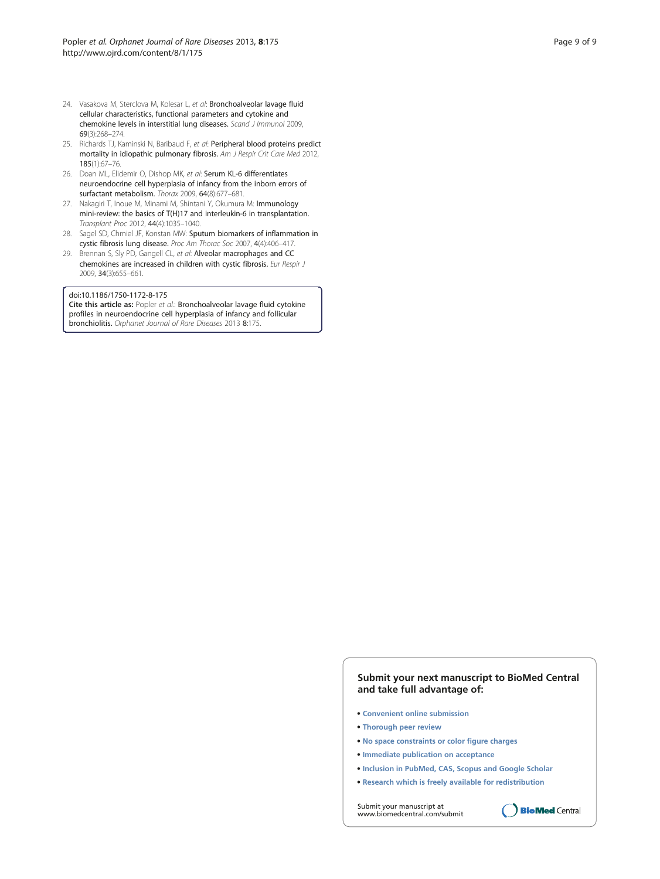24. Vasakova M, Sterclova M, Kolesar L, *et al*: **Bronchoalveolar lavage fluid cellular characteristics, functional parameters and cytokine and chemokine levels in interstitial lung diseases.** *Scand J Immunol* 2009, **69**(3):268–274.
25. Richards TJ, Kaminski N, Baribaud F, *et al*: **Peripheral blood proteins predict mortality in idiopathic pulmonary fibrosis.** *Am J Respir Crit Care Med* 2012, **185**(1):67–76.
26. Doan ML, Elidemir O, Dishop MK, *et al*: **Serum KL-6 differentiates neuroendocrine cell hyperplasia of infancy from the inborn errors of surfactant metabolism.** *Thorax* 2009, **64**(8):677–681.
27. Nakagiri T, Inoue M, Minami M, Shintani Y, Okumura M: **Immunology mini-review: the basics of T(H)17 and interleukin-6 in transplantation.** *Transplant Proc* 2012, **44**(4):1035–1040.
28. Sagel SD, Chmiel JF, Konstan MW: **Sputum biomarkers of inflammation in cystic fibrosis lung disease.** *Proc Am Thorac Soc* 2007, **4**(4):406–417.
29. Brennan S, Sly PD, Gangell CL, *et al*: **Alveolar macrophages and CC chemokines are increased in children with cystic fibrosis.** *Eur Respir J* 2009, **34**(3):655–661.

doi:10.1186/1750-1172-8-175
**Cite this article as:** Popler *et al.*: Bronchoalveolar lavage fluid cytokine profiles in neuroendocrine cell hyperplasia of infancy and follicular bronchiolitis. *Orphanet Journal of Rare Diseases* 2013 **8**:175.

**Submit your next manuscript to BioMed Central and take full advantage of:**

- **Convenient online submission**
- **Thorough peer review**
- **No space constraints or color figure charges**
- **Immediate publication on acceptance**
- **Inclusion in PubMed, CAS, Scopus and Google Scholar**
- **Research which is freely available for redistribution**

Submit your manuscript at
www.biomedcentral.com/submit

BioMed Central